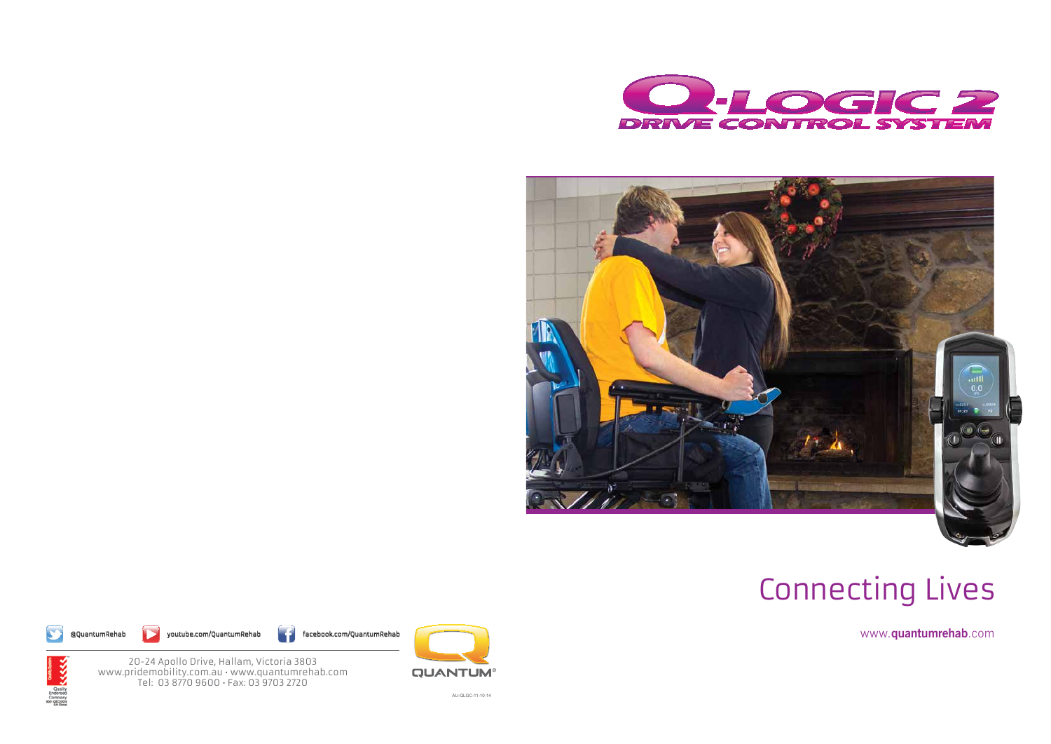# Q-LOGIC 2

## DRIVE CONTROL SYSTEM

Connecting Lives

www.**quantumrehab**.com

@QuantumRehab youtube.com/QuantumRehab facebook.com/QuantumRehab

20-24 Apollo Drive, Hallam, Victoria 3803
www.pridemobility.com.au • www.quantumrehab.com
Tel: 03 8770 9600 • Fax: 03 9703 2720

QUANTUM®

AU-QLGC-11-10-14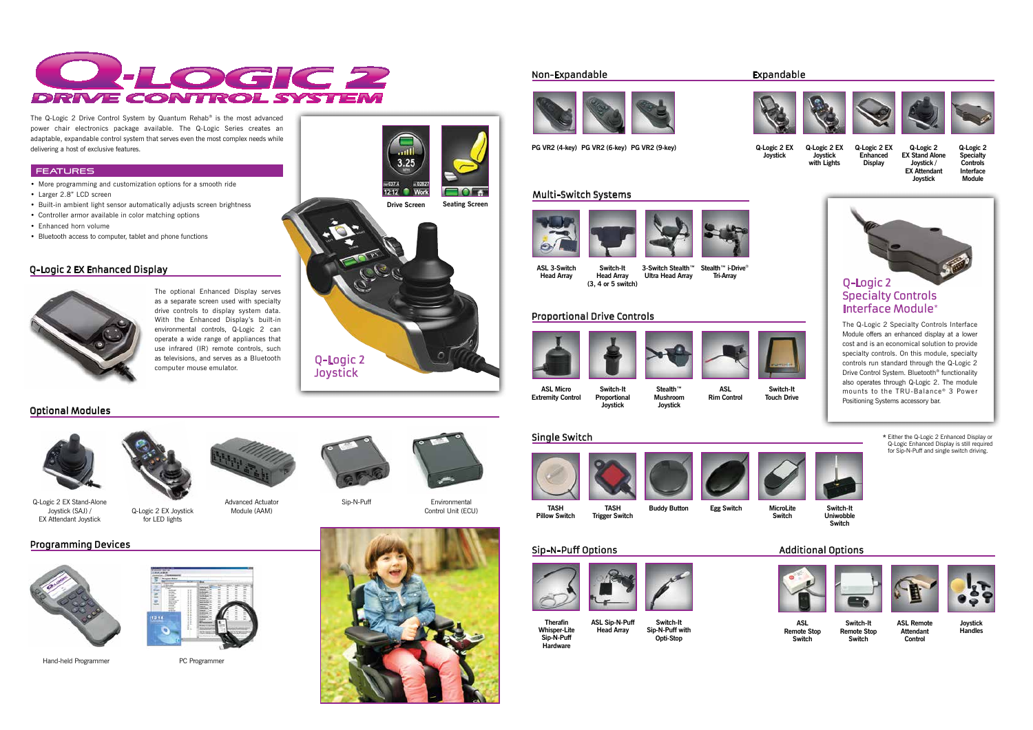# Q-LOGIC 2 DRIVE CONTROL SYSTEM

The Q-Logic 2 Drive Control System by Quantum Rehab® is the most advanced power chair electronics package available. The Q-Logic Series creates an adaptable, expandable control system that serves even the most complex needs while delivering a host of exclusive features.

## FEATURES

- More programming and customization options for a smooth ride
- Larger 2.8" LCD screen
- Built-in ambient light sensor automatically adjusts screen brightness
- Controller armor available in color matching options
- Enhanced horn volume
- Bluetooth access to computer, tablet and phone functions

## Q-Logic 2 EX Enhanced Display

The optional Enhanced Display serves as a separate screen used with specialty drive controls to display system data. With the Enhanced Display's built-in environmental controls, Q-Logic 2 can operate a wide range of appliances that use infrared (IR) remote controls, such as televisions, and serves as a Bluetooth computer mouse emulator.

Drive Screen

Seating Screen

Q-Logic 2 Joystick

## Optional Modules

Q-Logic 2 EX Stand-Alone Joystick (SAJ) / EX Attendant Joystick

Q-Logic 2 EX Joystick for LED lights

Advanced Actuator Module (AAM)

Sip-N-Puff

Environmental Control Unit (ECU)

## Programming Devices

Hand-held Programmer

PC Programmer

## Non-Expandable

PG VR2 (4-key)

PG VR2 (6-key)

PG VR2 (9-key)

## Expandable

Q-Logic 2 EX Joystick

Q-Logic 2 EX Joystick with Lights

Q-Logic 2 EX Enhanced Display

Q-Logic 2 EX Stand Alone Joystick / EX Attendant Joystick

Q-Logic 2 Specialty Controls Interface Module

## Multi-Switch Systems

ASL 3-Switch Head Array

Switch-It Head Array (3, 4 or 5 switch)

3-Switch Stealth™ Ultra Head Array

Stealth™ i-Drive® Tri-Array

## Q-Logic 2 Specialty Controls Interface Module*

The Q-Logic 2 Specialty Controls Interface Module offers an enhanced display at a lower cost and is an economical solution to provide specialty controls. On this module, specialty controls run standard through the Q-Logic 2 Drive Control System. Bluetooth® functionality also operates through Q-Logic 2. The module mounts to the TRU-Balance® 3 Power Positioning Systems accessory bar.

## Proportional Drive Controls

ASL Micro Extremity Control

Switch-It Proportional Joystick

Stealth™ Mushroom Joystick

ASL Rim Control

Switch-It Touch Drive

## Single Switch

TASH Pillow Switch

TASH Trigger Switch

Buddy Button

Egg Switch

MicroLite Switch

Switch-It Uniwobble Switch

* Either the Q-Logic 2 Enhanced Display or Q-Logic Enhanced Display is still required for Sip-N-Puff and single switch driving.

## Sip-N-Puff Options

Therafin Whisper-Lite Sip-N-Puff Hardware

ASL Sip-N-Puff Head Array

Switch-It Sip-N-Puff with Opti-Stop

## Additional Options

ASL Remote Stop Switch

Switch-It Remote Stop Switch

ASL Remote Attendant Control

Joystick Handles